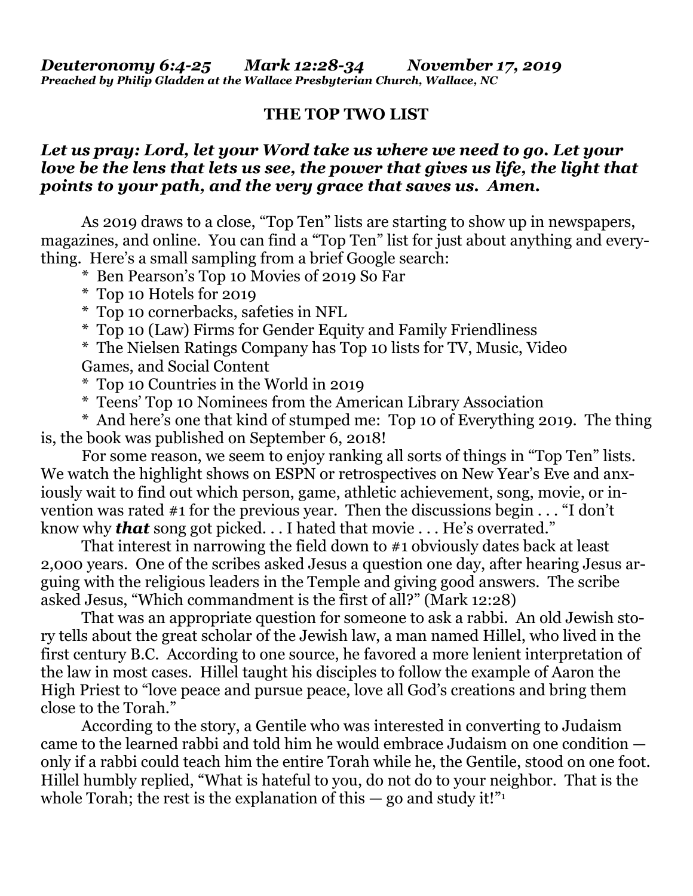***Deuteronomy 6:4-25 Mark 12:28-34 November 17, 2019***
***Preached by Philip Gladden at the Wallace Presbyterian Church, Wallace, NC***

# THE TOP TWO LIST

***Let us pray: Lord, let your Word take us where we need to go. Let your love be the lens that lets us see, the power that gives us life, the light that points to your path, and the very grace that saves us. Amen.***

As 2019 draws to a close, "Top Ten" lists are starting to show up in newspapers, magazines, and online. You can find a "Top Ten" list for just about anything and everything. Here's a small sampling from a brief Google search:

\* Ben Pearson's Top 10 Movies of 2019 So Far
\* Top 10 Hotels for 2019
\* Top 10 cornerbacks, safeties in NFL
\* Top 10 (Law) Firms for Gender Equity and Family Friendliness
\* The Nielsen Ratings Company has Top 10 lists for TV, Music, Video Games, and Social Content
\* Top 10 Countries in the World in 2019
\* Teens' Top 10 Nominees from the American Library Association
\* And here's one that kind of stumped me: Top 10 of Everything 2019. The thing is, the book was published on September 6, 2018!

For some reason, we seem to enjoy ranking all sorts of things in "Top Ten" lists. We watch the highlight shows on ESPN or retrospectives on New Year's Eve and anxiously wait to find out which person, game, athletic achievement, song, movie, or invention was rated #1 for the previous year. Then the discussions begin . . . "I don't know why ***that*** song got picked. . . I hated that movie . . . He's overrated."

That interest in narrowing the field down to #1 obviously dates back at least 2,000 years. One of the scribes asked Jesus a question one day, after hearing Jesus arguing with the religious leaders in the Temple and giving good answers. The scribe asked Jesus, "Which commandment is the first of all?" (Mark 12:28)

That was an appropriate question for someone to ask a rabbi. An old Jewish story tells about the great scholar of the Jewish law, a man named Hillel, who lived in the first century B.C. According to one source, he favored a more lenient interpretation of the law in most cases. Hillel taught his disciples to follow the example of Aaron the High Priest to "love peace and pursue peace, love all God's creations and bring them close to the Torah."

According to the story, a Gentile who was interested in converting to Judaism came to the learned rabbi and told him he would embrace Judaism on one condition — only if a rabbi could teach him the entire Torah while he, the Gentile, stood on one foot. Hillel humbly replied, "What is hateful to you, do not do to your neighbor. That is the whole Torah; the rest is the explanation of this — go and study it!"[1]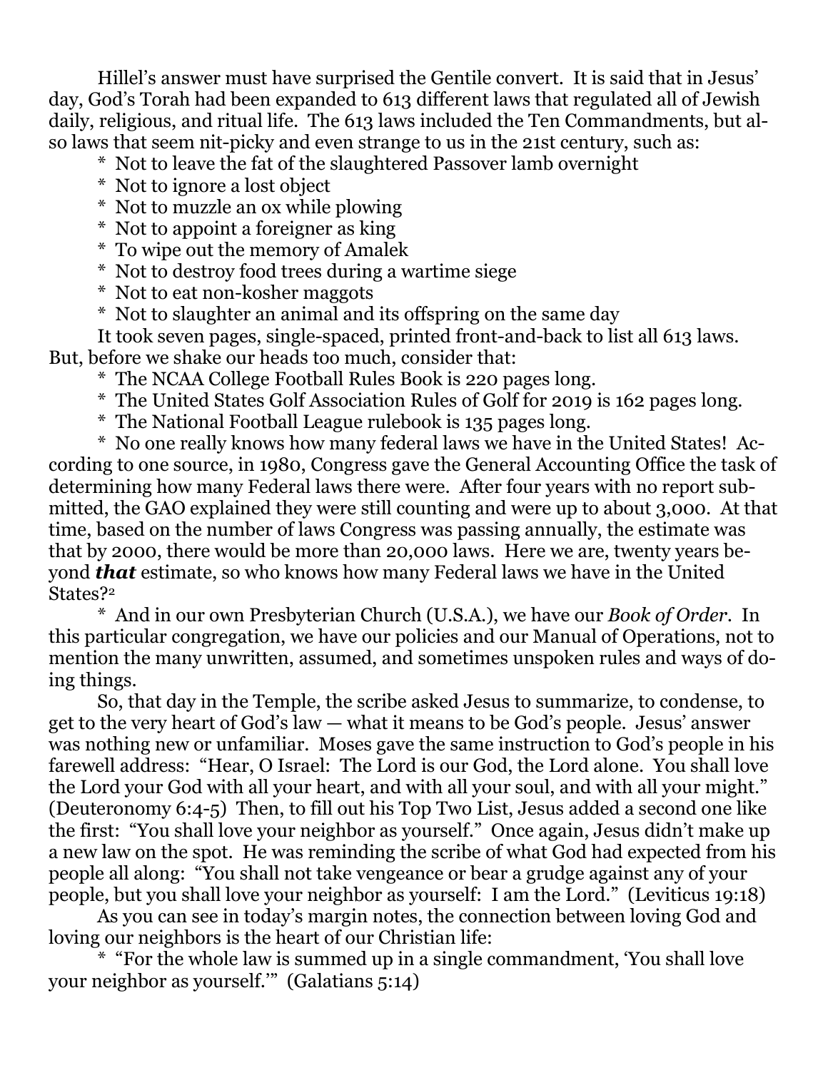Hillel's answer must have surprised the Gentile convert. It is said that in Jesus' day, God's Torah had been expanded to 613 different laws that regulated all of Jewish daily, religious, and ritual life. The 613 laws included the Ten Commandments, but also laws that seem nit-picky and even strange to us in the 21st century, such as:

- Not to leave the fat of the slaughtered Passover lamb overnight
- Not to ignore a lost object
- Not to muzzle an ox while plowing
- Not to appoint a foreigner as king
- To wipe out the memory of Amalek
- Not to destroy food trees during a wartime siege
- Not to eat non-kosher maggots
- Not to slaughter an animal and its offspring on the same day

It took seven pages, single-spaced, printed front-and-back to list all 613 laws. But, before we shake our heads too much, consider that:

- The NCAA College Football Rules Book is 220 pages long.
- The United States Golf Association Rules of Golf for 2019 is 162 pages long.
- The National Football League rulebook is 135 pages long.
- No one really knows how many federal laws we have in the United States! According to one source, in 1980, Congress gave the General Accounting Office the task of determining how many Federal laws there were. After four years with no report submitted, the GAO explained they were still counting and were up to about 3,000. At that time, based on the number of laws Congress was passing annually, the estimate was that by 2000, there would be more than 20,000 laws. Here we are, twenty years beyond ***that*** estimate, so who knows how many Federal laws we have in the United States?[2]
- And in our own Presbyterian Church (U.S.A.), we have our *Book of Order*. In this particular congregation, we have our policies and our Manual of Operations, not to mention the many unwritten, assumed, and sometimes unspoken rules and ways of doing things.

So, that day in the Temple, the scribe asked Jesus to summarize, to condense, to get to the very heart of God's law — what it means to be God's people. Jesus' answer was nothing new or unfamiliar. Moses gave the same instruction to God's people in his farewell address: "Hear, O Israel: The Lord is our God, the Lord alone. You shall love the Lord your God with all your heart, and with all your soul, and with all your might." (Deuteronomy 6:4-5) Then, to fill out his Top Two List, Jesus added a second one like the first: "You shall love your neighbor as yourself." Once again, Jesus didn't make up a new law on the spot. He was reminding the scribe of what God had expected from his people all along: "You shall not take vengeance or bear a grudge against any of your people, but you shall love your neighbor as yourself: I am the Lord." (Leviticus 19:18)

As you can see in today's margin notes, the connection between loving God and loving our neighbors is the heart of our Christian life:

- "For the whole law is summed up in a single commandment, 'You shall love your neighbor as yourself.'" (Galatians 5:14)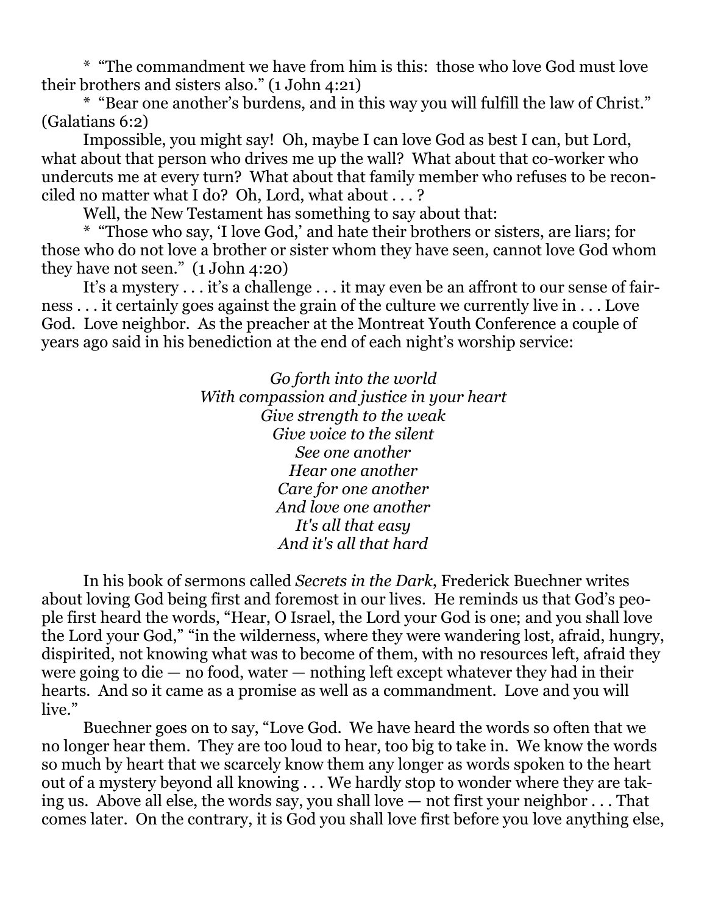* "The commandment we have from him is this: those who love God must love their brothers and sisters also." (1 John 4:21)

* "Bear one another's burdens, and in this way you will fulfill the law of Christ." (Galatians 6:2)

Impossible, you might say! Oh, maybe I can love God as best I can, but Lord, what about that person who drives me up the wall? What about that co-worker who undercuts me at every turn? What about that family member who refuses to be reconciled no matter what I do? Oh, Lord, what about . . . ?

Well, the New Testament has something to say about that:

* "Those who say, 'I love God,' and hate their brothers or sisters, are liars; for those who do not love a brother or sister whom they have seen, cannot love God whom they have not seen." (1 John 4:20)

It's a mystery . . . it's a challenge . . . it may even be an affront to our sense of fairness . . . it certainly goes against the grain of the culture we currently live in . . . Love God. Love neighbor. As the preacher at the Montreat Youth Conference a couple of years ago said in his benediction at the end of each night's worship service:

*Go forth into the world*
*With compassion and justice in your heart*
*Give strength to the weak*
*Give voice to the silent*
*See one another*
*Hear one another*
*Care for one another*
*And love one another*
*It's all that easy*
*And it's all that hard*

In his book of sermons called *Secrets in the Dark*, Frederick Buechner writes about loving God being first and foremost in our lives. He reminds us that God's people first heard the words, "Hear, O Israel, the Lord your God is one; and you shall love the Lord your God," "in the wilderness, where they were wandering lost, afraid, hungry, dispirited, not knowing what was to become of them, with no resources left, afraid they were going to die — no food, water — nothing left except whatever they had in their hearts. And so it came as a promise as well as a commandment. Love and you will live."

Buechner goes on to say, "Love God. We have heard the words so often that we no longer hear them. They are too loud to hear, too big to take in. We know the words so much by heart that we scarcely know them any longer as words spoken to the heart out of a mystery beyond all knowing . . . We hardly stop to wonder where they are taking us. Above all else, the words say, you shall love — not first your neighbor . . . That comes later. On the contrary, it is God you shall love first before you love anything else,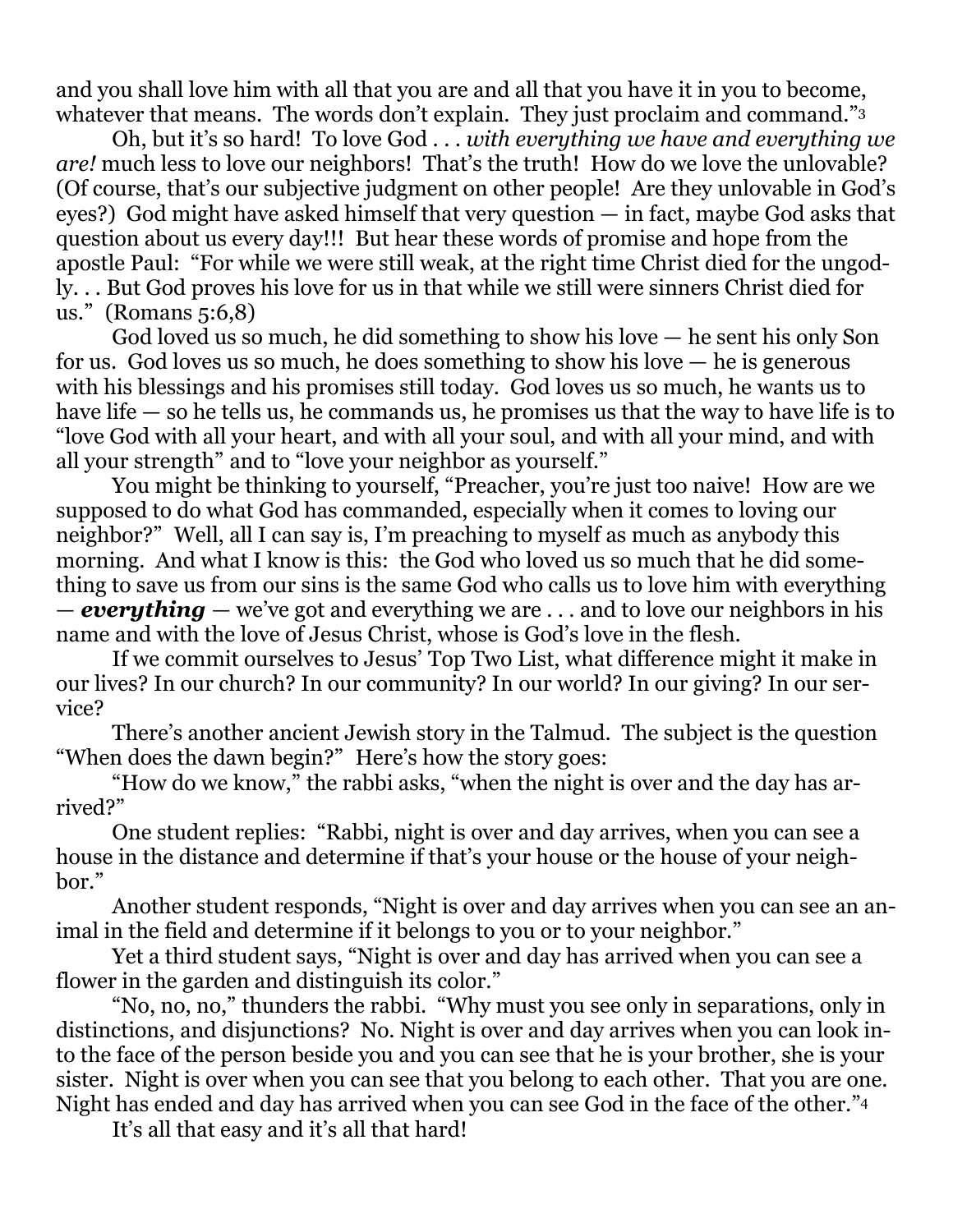and you shall love him with all that you are and all that you have it in you to become, whatever that means. The words don't explain. They just proclaim and command."[3]

Oh, but it's so hard! To love God . . . *with everything we have and everything we are!* much less to love our neighbors! That's the truth! How do we love the unlovable? (Of course, that's our subjective judgment on other people! Are they unlovable in God's eyes?) God might have asked himself that very question — in fact, maybe God asks that question about us every day!!! But hear these words of promise and hope from the apostle Paul: "For while we were still weak, at the right time Christ died for the ungodly. . . But God proves his love for us in that while we still were sinners Christ died for us." (Romans 5:6,8)

God loved us so much, he did something to show his love — he sent his only Son for us. God loves us so much, he does something to show his love — he is generous with his blessings and his promises still today. God loves us so much, he wants us to have life — so he tells us, he commands us, he promises us that the way to have life is to "love God with all your heart, and with all your soul, and with all your mind, and with all your strength" and to "love your neighbor as yourself."

You might be thinking to yourself, "Preacher, you're just too naive! How are we supposed to do what God has commanded, especially when it comes to loving our neighbor?" Well, all I can say is, I'm preaching to myself as much as anybody this morning. And what I know is this: the God who loved us so much that he did something to save us from our sins is the same God who calls us to love him with everything — ***everything*** — we've got and everything we are . . . and to love our neighbors in his name and with the love of Jesus Christ, whose is God's love in the flesh.

If we commit ourselves to Jesus' Top Two List, what difference might it make in our lives? In our church? In our community? In our world? In our giving? In our service?

There's another ancient Jewish story in the Talmud. The subject is the question "When does the dawn begin?" Here's how the story goes:

"How do we know," the rabbi asks, "when the night is over and the day has arrived?"

One student replies: "Rabbi, night is over and day arrives, when you can see a house in the distance and determine if that's your house or the house of your neighbor."

Another student responds, "Night is over and day arrives when you can see an animal in the field and determine if it belongs to you or to your neighbor."

Yet a third student says, "Night is over and day has arrived when you can see a flower in the garden and distinguish its color."

"No, no, no," thunders the rabbi. "Why must you see only in separations, only in distinctions, and disjunctions? No. Night is over and day arrives when you can look into the face of the person beside you and you can see that he is your brother, she is your sister. Night is over when you can see that you belong to each other. That you are one. Night has ended and day has arrived when you can see God in the face of the other."[4]

It's all that easy and it's all that hard!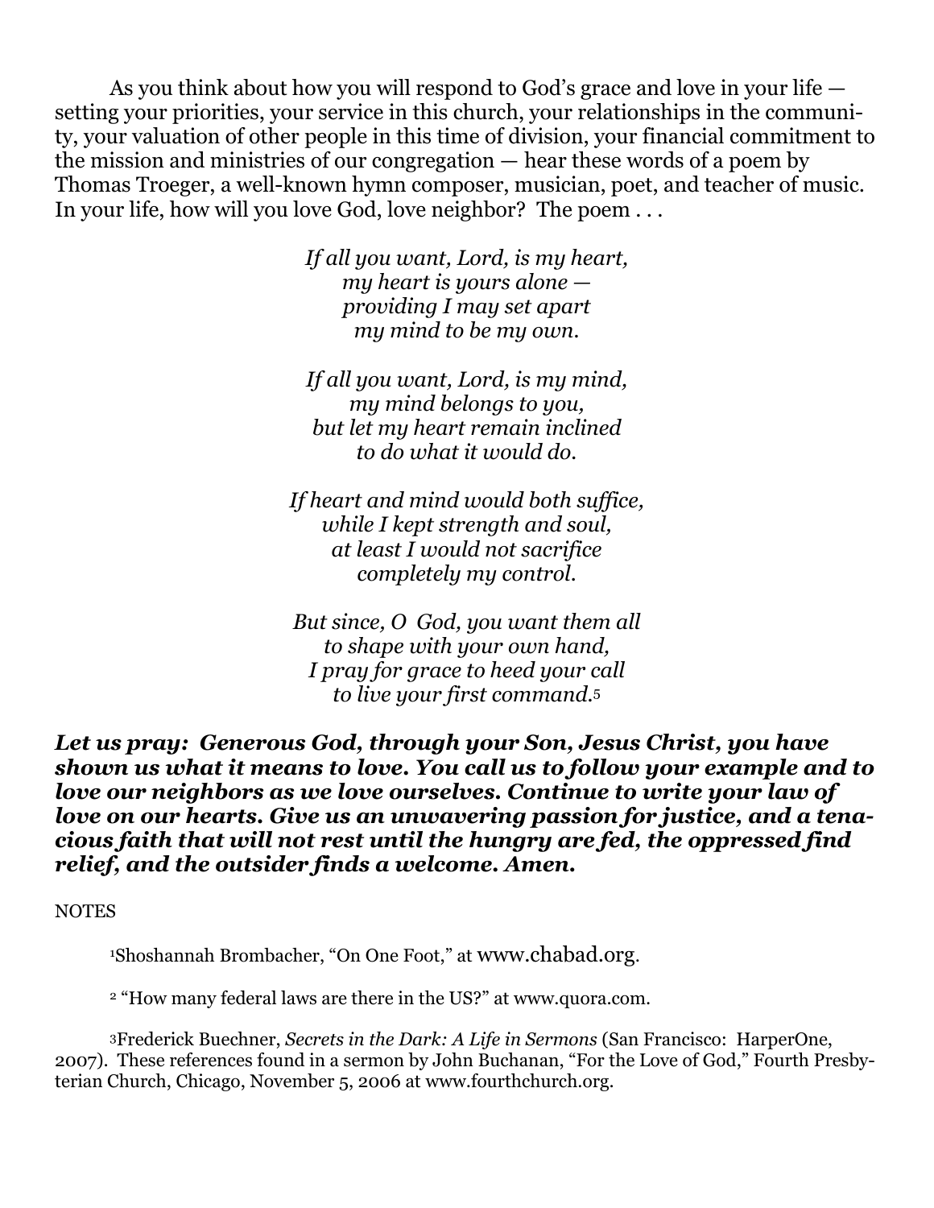As you think about how you will respond to God's grace and love in your life — setting your priorities, your service in this church, your relationships in the community, your valuation of other people in this time of division, your financial commitment to the mission and ministries of our congregation — hear these words of a poem by Thomas Troeger, a well-known hymn composer, musician, poet, and teacher of music. In your life, how will you love God, love neighbor? The poem . . .

*If all you want, Lord, is my heart,*
*my heart is yours alone —*
*providing I may set apart*
*my mind to be my own.*

*If all you want, Lord, is my mind,*
*my mind belongs to you,*
*but let my heart remain inclined*
*to do what it would do.*

*If heart and mind would both suffice,*
*while I kept strength and soul,*
*at least I would not sacrifice*
*completely my control.*

*But since, O God, you want them all*
*to shape with your own hand,*
*I pray for grace to heed your call*
*to live your first command.*[5]

***Let us pray: Generous God, through your Son, Jesus Christ, you have shown us what it means to love. You call us to follow your example and to love our neighbors as we love ourselves. Continue to write your law of love on our hearts. Give us an unwavering passion for justice, and a tenacious faith that will not rest until the hungry are fed, the oppressed find relief, and the outsider finds a welcome. Amen.***

NOTES

[1] Shoshannah Brombacher, "On One Foot," at www.chabad.org.

[2] "How many federal laws are there in the US?" at www.quora.com.

[3] Frederick Buechner, *Secrets in the Dark: A Life in Sermons* (San Francisco: HarperOne, 2007). These references found in a sermon by John Buchanan, "For the Love of God," Fourth Presbyterian Church, Chicago, November 5, 2006 at www.fourthchurch.org.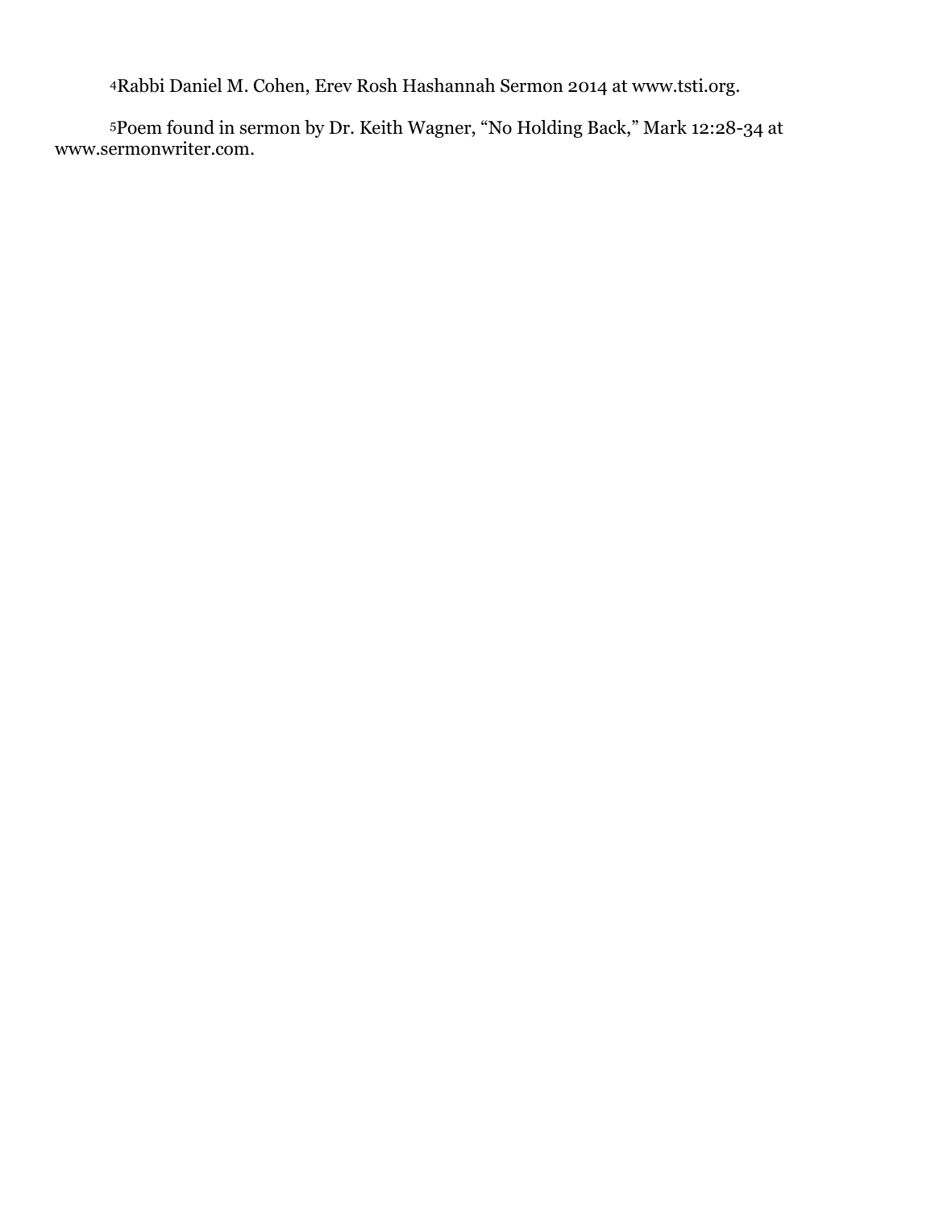[4]Rabbi Daniel M. Cohen, Erev Rosh Hashannah Sermon 2014 at www.tsti.org.

[5]Poem found in sermon by Dr. Keith Wagner, “No Holding Back,” Mark 12:28-34 at www.sermonwriter.com.